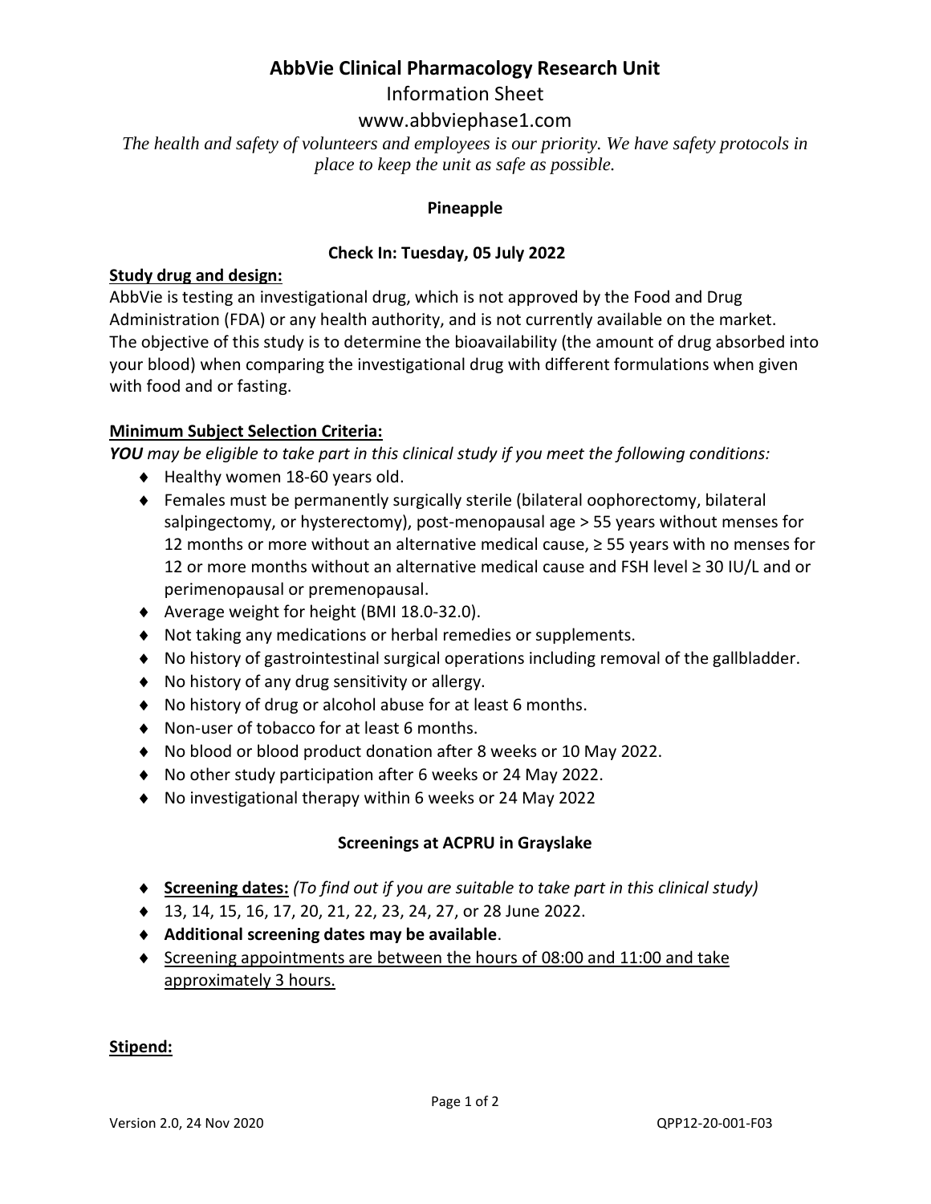# AbbVie Clinical Pharmacology Research Unit

Information Sheet

www.abbviephase1.com

*The health and safety of volunteers and employees is our priority. We have safety protocols in place to keep the unit as safe as possible.*

**Pineapple**

**Check In: Tuesday, 05 July 2022**

## Study drug and design:

AbbVie is testing an investigational drug, which is not approved by the Food and Drug Administration (FDA) or any health authority, and is not currently available on the market. The objective of this study is to determine the bioavailability (the amount of drug absorbed into your blood) when comparing the investigational drug with different formulations when given with food and or fasting.

## Minimum Subject Selection Criteria:

***YOU** may be eligible to take part in this clinical study if you meet the following conditions:*

- Healthy women 18-60 years old.
- Females must be permanently surgically sterile (bilateral oophorectomy, bilateral salpingectomy, or hysterectomy), post-menopausal age > 55 years without menses for 12 months or more without an alternative medical cause, ≥ 55 years with no menses for 12 or more months without an alternative medical cause and FSH level ≥ 30 IU/L and or perimenopausal or premenopausal.
- Average weight for height (BMI 18.0-32.0).
- Not taking any medications or herbal remedies or supplements.
- No history of gastrointestinal surgical operations including removal of the gallbladder.
- No history of any drug sensitivity or allergy.
- No history of drug or alcohol abuse for at least 6 months.
- Non-user of tobacco for at least 6 months.
- No blood or blood product donation after 8 weeks or 10 May 2022.
- No other study participation after 6 weeks or 24 May 2022.
- No investigational therapy within 6 weeks or 24 May 2022

**Screenings at ACPRU in Grayslake**

- **Screening dates:** *(To find out if you are suitable to take part in this clinical study)*
- 13, 14, 15, 16, 17, 20, 21, 22, 23, 24, 27, or 28 June 2022.
- **Additional screening dates may be available**.
- Screening appointments are between the hours of 08:00 and 11:00 and take approximately 3 hours.

## Stipend: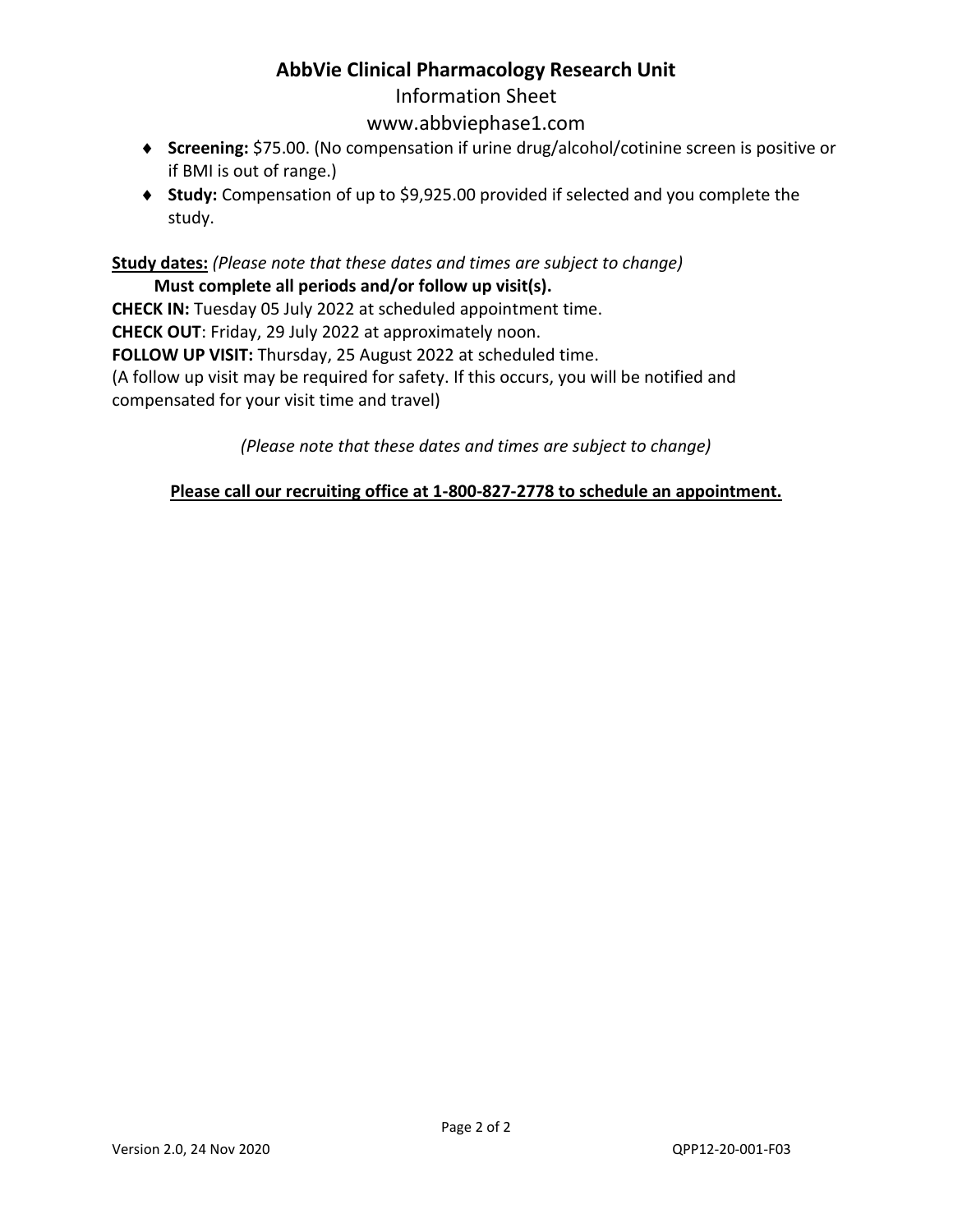# AbbVie Clinical Pharmacology Research Unit

Information Sheet

www.abbviephase1.com

- **Screening:** $75.00. (No compensation if urine drug/alcohol/cotinine screen is positive or if BMI is out of range.)
- **Study:** Compensation of up to $9,925.00 provided if selected and you complete the study.

**Study dates:** *(Please note that these dates and times are subject to change)*

**Must complete all periods and/or follow up visit(s).**

**CHECK IN:** Tuesday 05 July 2022 at scheduled appointment time.

**CHECK OUT**: Friday, 29 July 2022 at approximately noon.

**FOLLOW UP VISIT:** Thursday, 25 August 2022 at scheduled time.

(A follow up visit may be required for safety. If this occurs, you will be notified and compensated for your visit time and travel)

*(Please note that these dates and times are subject to change)*

**Please call our recruiting office at 1-800-827-2778 to schedule an appointment.**

Version 2.0, 24 Nov 2020 QPP12-20-001-F03